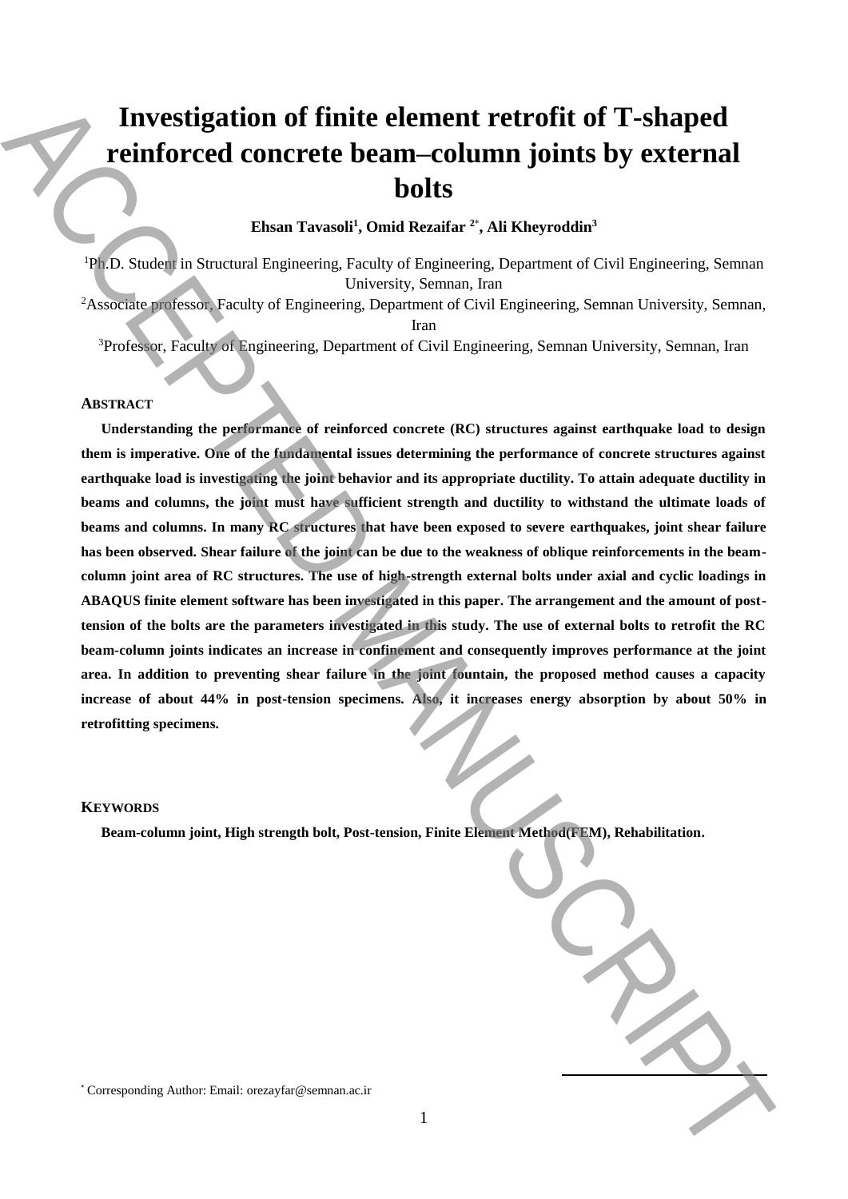# Investigation of finite element retrofit of T-shaped reinforced concrete beam–column joints by external bolts

**Ehsan Tavasoli[1], Omid Rezaifar [2*], Ali Kheyroddin[3]**

[1]Ph.D. Student in Structural Engineering, Faculty of Engineering, Department of Civil Engineering, Semnan University, Semnan, Iran

[2]Associate professor, Faculty of Engineering, Department of Civil Engineering, Semnan University, Semnan, Iran

[3]Professor, Faculty of Engineering, Department of Civil Engineering, Semnan University, Semnan, Iran

## Abstract

**Understanding the performance of reinforced concrete (RC) structures against earthquake load to design them is imperative. One of the fundamental issues determining the performance of concrete structures against earthquake load is investigating the joint behavior and its appropriate ductility. To attain adequate ductility in beams and columns, the joint must have sufficient strength and ductility to withstand the ultimate loads of beams and columns. In many RC structures that have been exposed to severe earthquakes, joint shear failure has been observed. Shear failure of the joint can be due to the weakness of oblique reinforcements in the beam-column joint area of RC structures. The use of high-strength external bolts under axial and cyclic loadings in ABAQUS finite element software has been investigated in this paper. The arrangement and the amount of post-tension of the bolts are the parameters investigated in this study. The use of external bolts to retrofit the RC beam-column joints indicates an increase in confinement and consequently improves performance at the joint area. In addition to preventing shear failure in the joint fountain, the proposed method causes a capacity increase of about 44% in post-tension specimens. Also, it increases energy absorption by about 50% in retrofitting specimens.**

## Keywords

**Beam-column joint, High strength bolt, Post-tension, Finite Element Method(FEM), Rehabilitation.**

[*] Corresponding Author: Email: orezayfar@semnan.ac.ir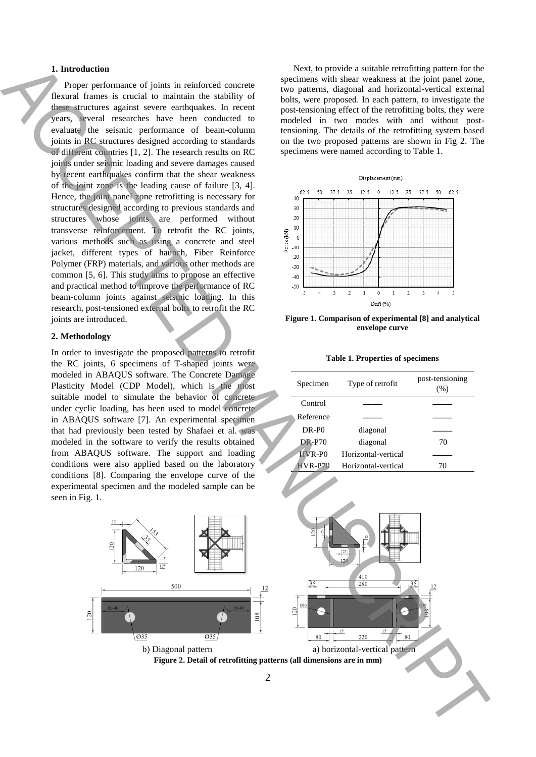## 1. Introduction

Proper performance of joints in reinforced concrete flexural frames is crucial to maintain the stability of these structures against severe earthquakes. In recent years, several researches have been conducted to evaluate the seismic performance of beam-column joints in RC structures designed according to standards of different countries [1, 2]. The research results on RC joints under seismic loading and severe damages caused by recent earthquakes confirm that the shear weakness of the joint zone is the leading cause of failure [3, 4]. Hence, the joint panel zone retrofitting is necessary for structures designed according to previous standards and structures whose joints are performed without transverse reinforcement. To retrofit the RC joints, various methods such as using a concrete and steel jacket, different types of haunch, Fiber Reinforce Polymer (FRP) materials, and various other methods are common [5, 6]. This study aims to propose an effective and practical method to improve the performance of RC beam-column joints against seismic loading. In this research, post-tensioned external bolts to retrofit the RC joints are introduced.

## 2. Methodology

In order to investigate the proposed patterns to retrofit the RC joints, 6 specimens of T-shaped joints were modeled in ABAQUS software. The Concrete Damage Plasticity Model (CDP Model), which is the most suitable model to simulate the behavior of concrete under cyclic loading, has been used to model concrete in ABAQUS software [7]. An experimental specimen that had previously been tested by Shafaei et al. was modeled in the software to verify the results obtained from ABAQUS software. The support and loading conditions were also applied based on the laboratory conditions [8]. Comparing the envelope curve of the experimental specimen and the modeled sample can be seen in Fig. 1.

Next, to provide a suitable retrofitting pattern for the specimens with shear weakness at the joint panel zone, two patterns, diagonal and horizontal-vertical external bolts, were proposed. In each pattern, to investigate the post-tensioning effect of the retrofitting bolts, they were modeled in two modes with and without post-tensioning. The details of the retrofitting system based on the two proposed patterns are shown in Fig 2. The specimens were named according to Table 1.

**Figure 1. Comparison of experimental [8] and analytical envelope curve**

**Table 1. Properties of specimens**

| Specimen | Type of retrofit | post-tensioning (%) |
| --- | --- | --- |
| Control | ——— | ——— |
| Reference | ——— | ——— |
| DR-P0 | diagonal | ——— |
| DR-P70 | diagonal | 70 |
| HVR-P0 | Horizontal-vertical | ——— |
| HVR-P70 | Horizontal-vertical | 70 |

b) Diagonal pattern

a) horizontal-vertical pattern

**Figure 2. Detail of retrofitting patterns (all dimensions are in mm)**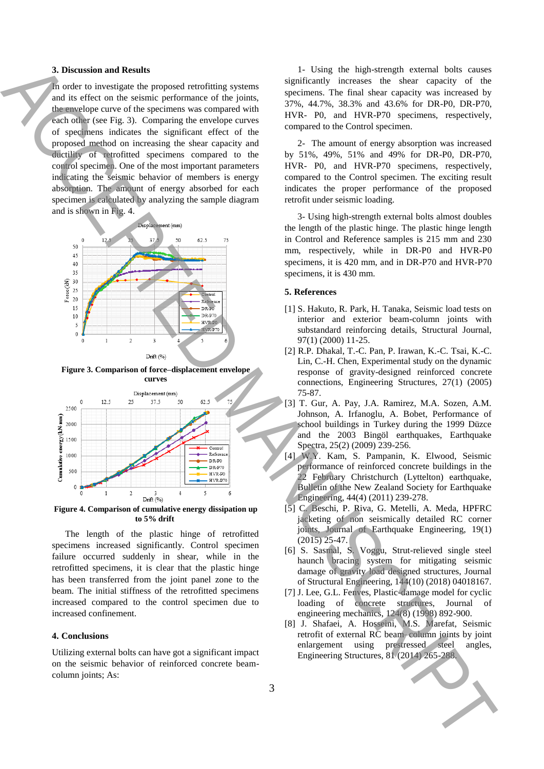### 3. Discussion and Results

In order to investigate the proposed retrofitting systems and its effect on the seismic performance of the joints, the envelope curve of the specimens was compared with each other (see Fig. 3). Comparing the envelope curves of specimens indicates the significant effect of the proposed method on increasing the shear capacity and ductility of retrofitted specimens compared to the control specimen. One of the most important parameters indicating the seismic behavior of members is energy absorption. The amount of energy absorbed for each specimen is calculated by analyzing the sample diagram and is shown in Fig. 4.

Displacement (mm)
0 12.5 25 37.5 50 62.5 75
50 45 40 35 30 25 20 15 10 5 0
Force (kN)
0 1 2 3 4 5 6
Drift (%)
Control
Reference
DR-P0
DR-P70
HVR-P0
HVR-P70

**Figure 3. Comparison of force–displacement envelope curves**

Displacement (mm)
0 12.5 25 37.5 50 62.5 75
2500 2000 1500 1000 500 0
Cumulative energy (kN.mm)
0 1 2 3 4 5 6
Drift (%)
Control
Reference
DR-P0
DR-P70
HVR-P0
HVR-P70

**Figure 4. Comparison of cumulative energy dissipation up to 5% drift**

The length of the plastic hinge of retrofitted specimens increased significantly. Control specimen failure occurred suddenly in shear, while in the retrofitted specimens, it is clear that the plastic hinge has been transferred from the joint panel zone to the beam. The initial stiffness of the retrofitted specimens increased compared to the control specimen due to increased confinement.

### 4. Conclusions

Utilizing external bolts can have got a significant impact on the seismic behavior of reinforced concrete beam-column joints; As:

1- Using the high-strength external bolts causes significantly increases the shear capacity of the specimens. The final shear capacity was increased by 37%, 44.7%, 38.3% and 43.6% for DR-P0, DR-P70, HVR- P0, and HVR-P70 specimens, respectively, compared to the Control specimen.

2- The amount of energy absorption was increased by 51%, 49%, 51% and 49% for DR-P0, DR-P70, HVR- P0, and HVR-P70 specimens, respectively, compared to the Control specimen. The exciting result indicates the proper performance of the proposed retrofit under seismic loading.

3- Using high-strength external bolts almost doubles the length of the plastic hinge. The plastic hinge length in Control and Reference samples is 215 mm and 230 mm, respectively, while in DR-P0 and HVR-P0 specimens, it is 420 mm, and in DR-P70 and HVR-P70 specimens, it is 430 mm.

### 5. References

[1] S. Hakuto, R. Park, H. Tanaka, Seismic load tests on interior and exterior beam-column joints with substandard reinforcing details, Structural Journal, 97(1) (2000) 11-25.

[2] R.P. Dhakal, T.-C. Pan, P. Irawan, K.-C. Tsai, K.-C. Lin, C.-H. Chen, Experimental study on the dynamic response of gravity-designed reinforced concrete connections, Engineering Structures, 27(1) (2005) 75-87.

[3] T. Gur, A. Pay, J.A. Ramirez, M.A. Sozen, A.M. Johnson, A. Irfanoglu, A. Bobet, Performance of school buildings in Turkey during the 1999 Düzce and the 2003 Bingöl earthquakes, Earthquake Spectra, 25(2) (2009) 239-256.

[4] W.Y. Kam, S. Pampanin, K. Elwood, Seismic performance of reinforced concrete buildings in the 22 February Christchurch (Lyttelton) earthquake, Bulletin of the New Zealand Society for Earthquake Engineering, 44(4) (2011) 239-278.

[5] C. Beschi, P. Riva, G. Metelli, A. Meda, HPFRC jacketing of non seismically detailed RC corner joints, Journal of Earthquake Engineering, 19(1) (2015) 25-47.

[6] S. Sasmal, S. Voggu, Strut-relieved single steel haunch bracing system for mitigating seismic damage of gravity load designed structures, Journal of Structural Engineering, 144(10) (2018) 04018167.

[7] J. Lee, G.L. Fenves, Plastic-damage model for cyclic loading of concrete structures, Journal of engineering mechanics, 124(8) (1998) 892-900.

[8] J. Shafaei, A. Hosseini, M.S. Marefat, Seismic retrofit of external RC beam–column joints by joint enlargement using prestressed steel angles, Engineering Structures, 81 (2014) 265-288.